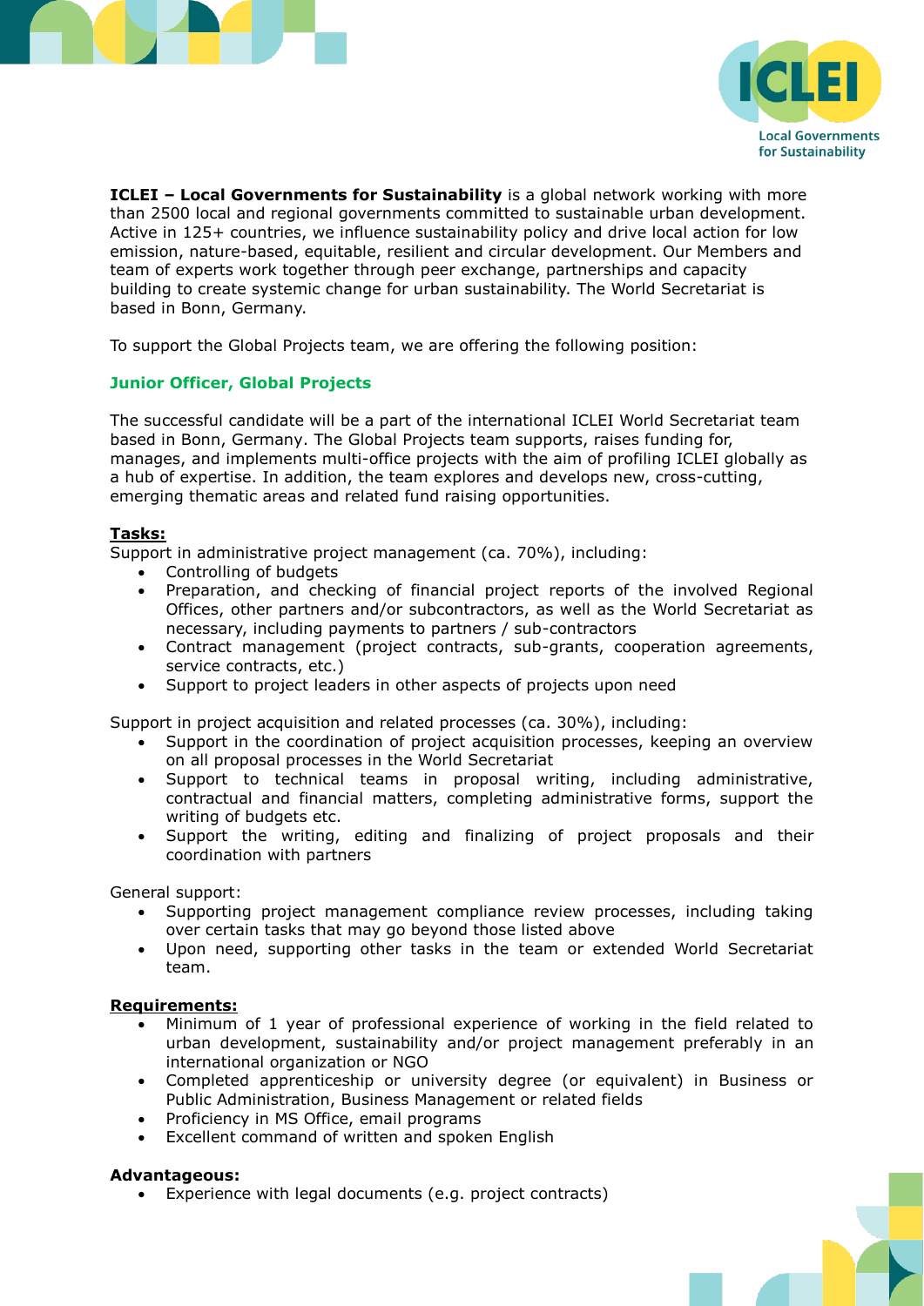**ICLEI – Local Governments for Sustainability** is a global network working with more than 2500 local and regional governments committed to sustainable urban development. Active in 125+ countries, we influence sustainability policy and drive local action for low emission, nature-based, equitable, resilient and circular development. Our Members and team of experts work together through peer exchange, partnerships and capacity building to create systemic change for urban sustainability. The World Secretariat is based in Bonn, Germany.

To support the Global Projects team, we are offering the following position:

## Junior Officer, Global Projects

The successful candidate will be a part of the international ICLEI World Secretariat team based in Bonn, Germany. The Global Projects team supports, raises funding for, manages, and implements multi-office projects with the aim of profiling ICLEI globally as a hub of expertise. In addition, the team explores and develops new, cross-cutting, emerging thematic areas and related fund raising opportunities.

### Tasks:

Support in administrative project management (ca. 70%), including:

- Controlling of budgets
- Preparation, and checking of financial project reports of the involved Regional Offices, other partners and/or subcontractors, as well as the World Secretariat as necessary, including payments to partners / sub-contractors
- Contract management (project contracts, sub-grants, cooperation agreements, service contracts, etc.)
- Support to project leaders in other aspects of projects upon need

Support in project acquisition and related processes (ca. 30%), including:

- Support in the coordination of project acquisition processes, keeping an overview on all proposal processes in the World Secretariat
- Support to technical teams in proposal writing, including administrative, contractual and financial matters, completing administrative forms, support the writing of budgets etc.
- Support the writing, editing and finalizing of project proposals and their coordination with partners

General support:

- Supporting project management compliance review processes, including taking over certain tasks that may go beyond those listed above
- Upon need, supporting other tasks in the team or extended World Secretariat team.

### Requirements:

- Minimum of 1 year of professional experience of working in the field related to urban development, sustainability and/or project management preferably in an international organization or NGO
- Completed apprenticeship or university degree (or equivalent) in Business or Public Administration, Business Management or related fields
- Proficiency in MS Office, email programs
- Excellent command of written and spoken English

### Advantageous:

- Experience with legal documents (e.g. project contracts)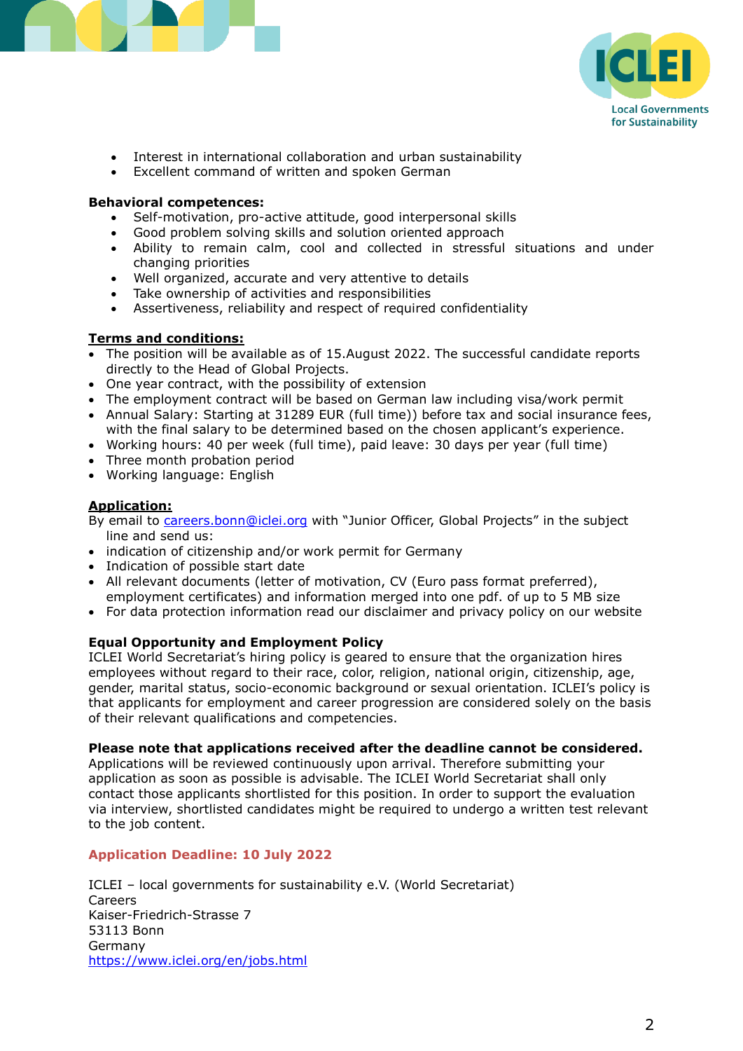- Interest in international collaboration and urban sustainability
- Excellent command of written and spoken German

**Behavioral competences:**

- Self-motivation, pro-active attitude, good interpersonal skills
- Good problem solving skills and solution oriented approach
- Ability to remain calm, cool and collected in stressful situations and under changing priorities
- Well organized, accurate and very attentive to details
- Take ownership of activities and responsibilities
- Assertiveness, reliability and respect of required confidentiality

**Terms and conditions:**

- The position will be available as of 15.August 2022. The successful candidate reports directly to the Head of Global Projects.
- One year contract, with the possibility of extension
- The employment contract will be based on German law including visa/work permit
- Annual Salary: Starting at 31289 EUR (full time)) before tax and social insurance fees, with the final salary to be determined based on the chosen applicant's experience.
- Working hours: 40 per week (full time), paid leave: 30 days per year (full time)
- Three month probation period
- Working language: English

**Application:**

By email to [careers.bonn@iclei.org](mailto:careers.bonn@iclei.org) with "Junior Officer, Global Projects" in the subject line and send us:

- indication of citizenship and/or work permit for Germany
- Indication of possible start date
- All relevant documents (letter of motivation, CV (Euro pass format preferred), employment certificates) and information merged into one pdf. of up to 5 MB size
- For data protection information read our disclaimer and privacy policy on our website

**Equal Opportunity and Employment Policy**

ICLEI World Secretariat's hiring policy is geared to ensure that the organization hires employees without regard to their race, color, religion, national origin, citizenship, age, gender, marital status, socio-economic background or sexual orientation. ICLEI's policy is that applicants for employment and career progression are considered solely on the basis of their relevant qualifications and competencies.

**Please note that applications received after the deadline cannot be considered.**
Applications will be reviewed continuously upon arrival. Therefore submitting your application as soon as possible is advisable. The ICLEI World Secretariat shall only contact those applicants shortlisted for this position. In order to support the evaluation via interview, shortlisted candidates might be required to undergo a written test relevant to the job content.

**Application Deadline: 10 July 2022**

ICLEI – local governments for sustainability e.V. (World Secretariat)
Careers
Kaiser-Friedrich-Strasse 7
53113 Bonn
Germany
[https://www.iclei.org/en/jobs.html](https://www.iclei.org/en/jobs.html)